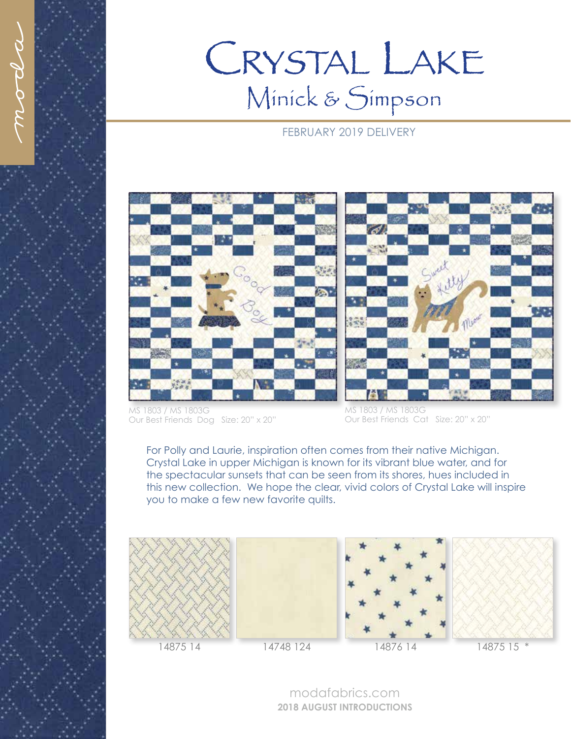# CRYSTAL LAKE

## Minick & Simpson

FEBRUARY 2019 DELIVERY

MS 1803 / MS 1803G
Our Best Friends Dog Size: 20" x 20"

MS 1803 / MS 1803G
Our Best Friends Cat Size: 20" x 20"

For Polly and Laurie, inspiration often comes from their native Michigan. Crystal Lake in upper Michigan is known for its vibrant blue water, and for the spectacular sunsets that can be seen from its shores, hues included in this new collection. We hope the clear, vivid colors of Crystal Lake will inspire you to make a few new favorite quilts.

14875 14

14748 124

14876 14

14875 15 *

modafabrics.com

**2018 AUGUST INTRODUCTIONS**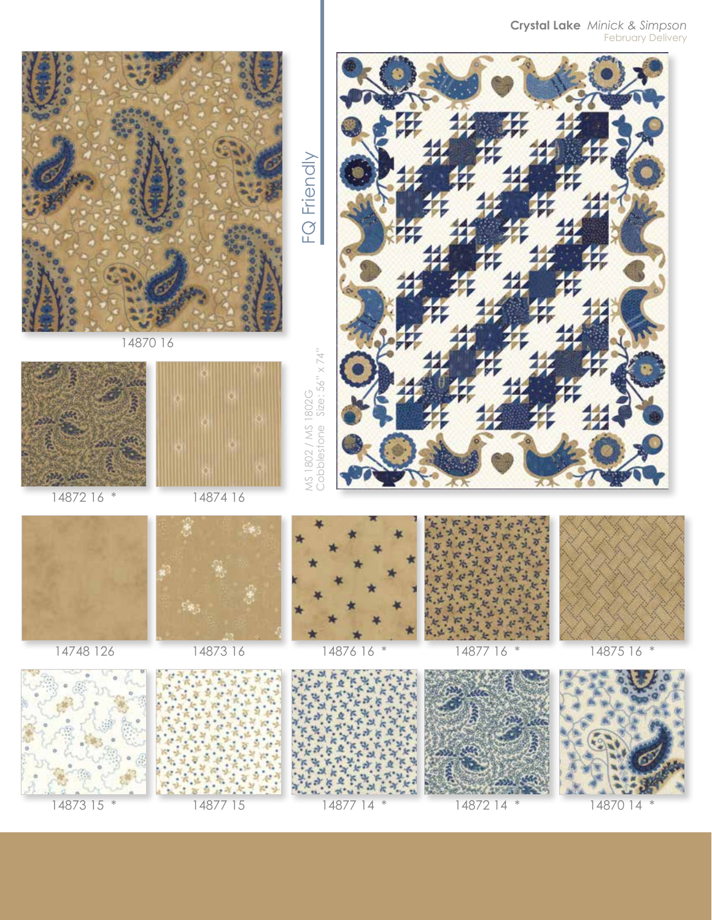**Crystal Lake** *Minick & Simpson*
February Delivery

FQ Friendly

MS 1802 / MS 1802G
Cobblestone Size: 56" x 74"

14870 16

14872 16 *

14874 16

14748 126

14873 16

14876 16 *

14877 16 *

14875 16 *

14873 15 *

14877 15

14877 14 *

14872 14 *

14870 14 *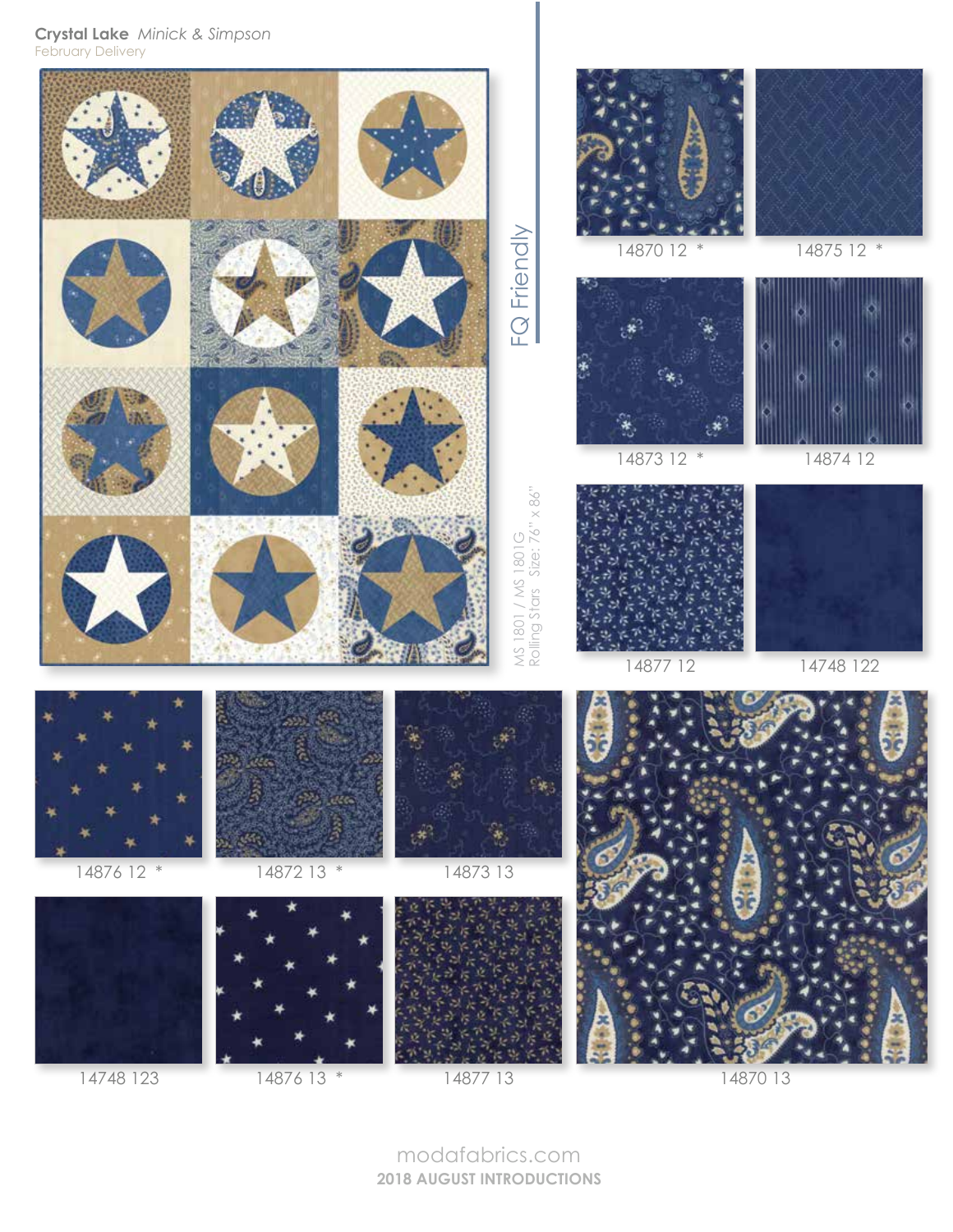**Crystal Lake** *Minick & Simpson*

February Delivery

FQ Friendly

MS 1801 / MS 1801G
Rolling Stars Size: 76" x 86"

14870 12 *

14875 12 *

14873 12 *

14874 12

14877 12

14748 122

14876 12 *

14872 13 *

14873 13

14748 123

14876 13 *

14877 13

14870 13

modafabrics.com

**2018 AUGUST INTRODUCTIONS**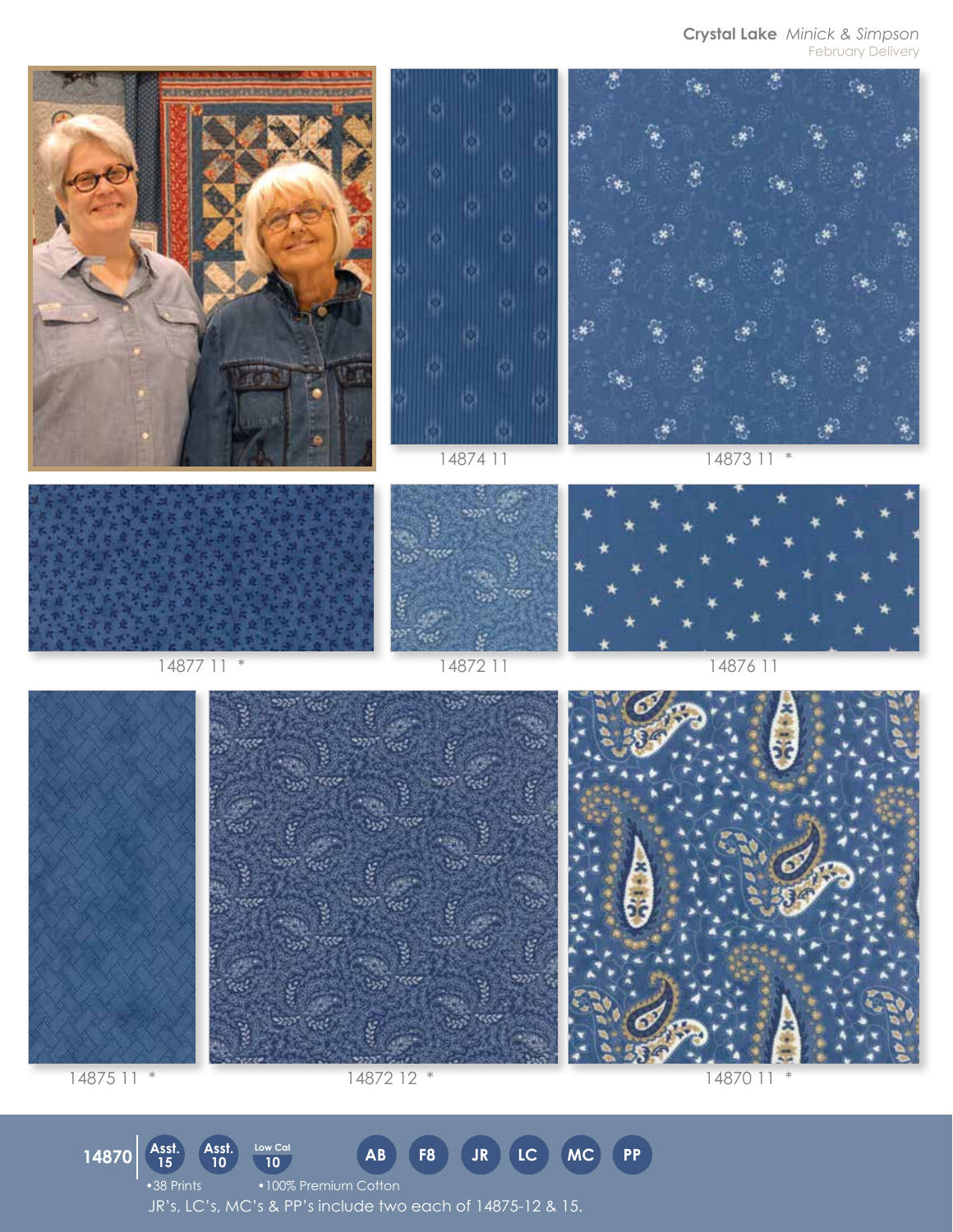**Crystal Lake** *Minick & Simpson*

February Delivery

14874 11

14873 11 *

14877 11 *

14872 11

14876 11

14875 11 *

14872 12 *

14870 11 *

**14870** | Asst. 15 | Asst. 10 | Low Cal 10 | AB | F8 | JR | LC | MC | PP

•38 Prints •100% Premium Cotton

JR's, LC's, MC's & PP's include two each of 14875-12 & 15.